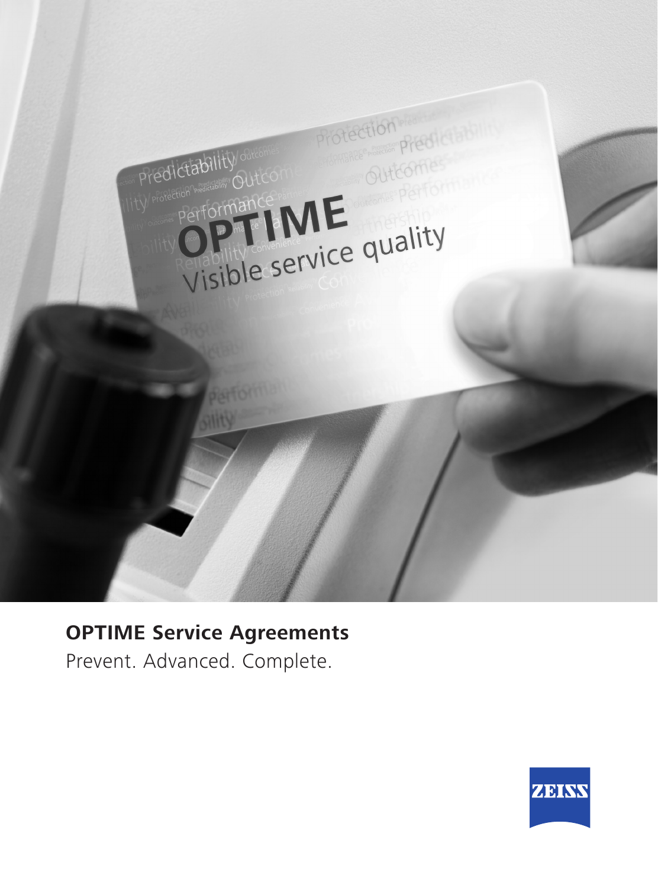**OPTIME Service Agreements**

Prevent. Advanced. Complete.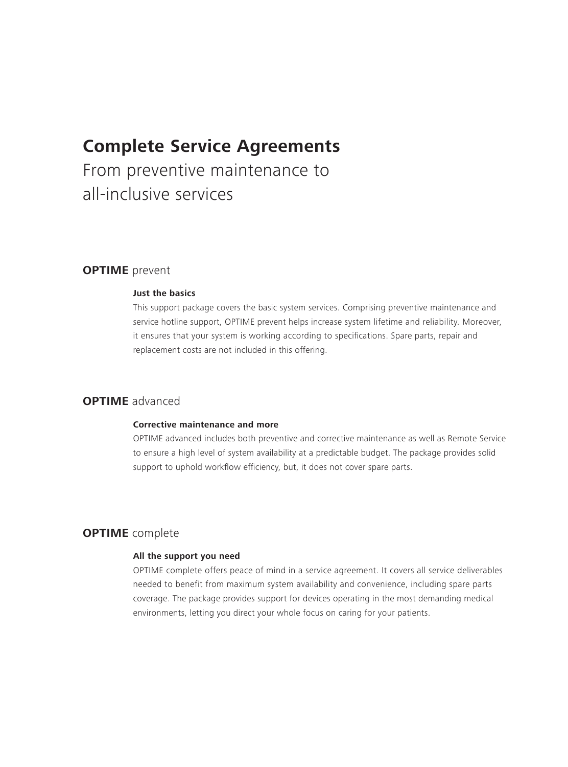# Complete Service Agreements

From preventive maintenance to all-inclusive services

## **OPTIME** prevent

**Just the basics**

This support package covers the basic system services. Comprising preventive maintenance and service hotline support, OPTIME prevent helps increase system lifetime and reliability. Moreover, it ensures that your system is working according to specifications. Spare parts, repair and replacement costs are not included in this offering.

## **OPTIME** advanced

**Corrective maintenance and more**

OPTIME advanced includes both preventive and corrective maintenance as well as Remote Service to ensure a high level of system availability at a predictable budget. The package provides solid support to uphold workflow efficiency, but, it does not cover spare parts.

## **OPTIME** complete

**All the support you need**

OPTIME complete offers peace of mind in a service agreement. It covers all service deliverables needed to benefit from maximum system availability and convenience, including spare parts coverage. The package provides support for devices operating in the most demanding medical environments, letting you direct your whole focus on caring for your patients.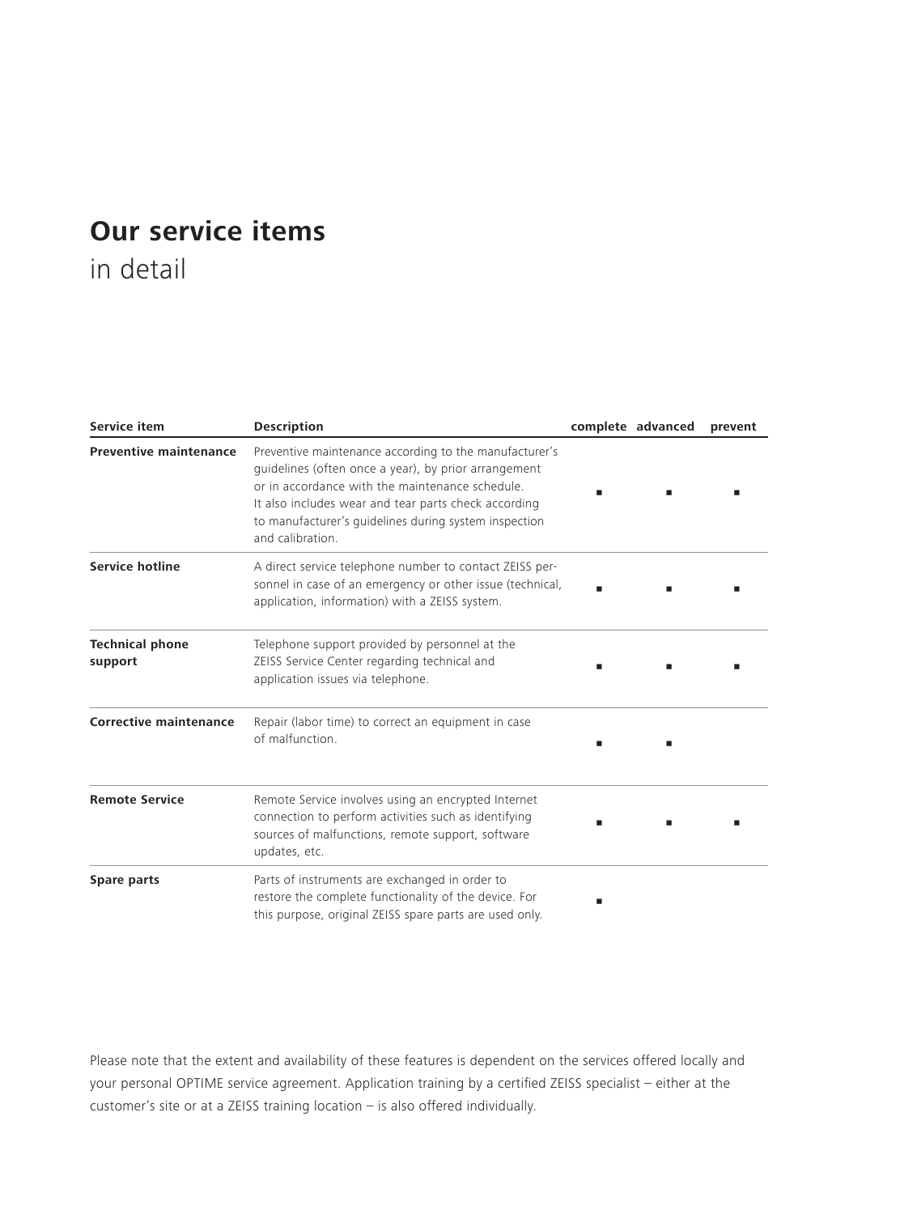# **Our service items**
in detail

| Service item | Description | complete | advanced | prevent |
|---|---|---|---|---|
| **Preventive maintenance** | Preventive maintenance according to the manufacturer's guidelines (often once a year), by prior arrangement or in accordance with the maintenance schedule. It also includes wear and tear parts check according to manufacturer's guidelines during system inspection and calibration. | ■ | ■ | ■ |
| **Service hotline** | A direct service telephone number to contact ZEISS personnel in case of an emergency or other issue (technical, application, information) with a ZEISS system. | ■ | ■ | ■ |
| **Technical phone support** | Telephone support provided by personnel at the ZEISS Service Center regarding technical and application issues via telephone. | ■ | ■ | ■ |
| **Corrective maintenance** | Repair (labor time) to correct an equipment in case of malfunction. | ■ | ■ | |
| **Remote Service** | Remote Service involves using an encrypted Internet connection to perform activities such as identifying sources of malfunctions, remote support, software updates, etc. | ■ | ■ | ■ |
| **Spare parts** | Parts of instruments are exchanged in order to restore the complete functionality of the device. For this purpose, original ZEISS spare parts are used only. | ■ | | |

Please note that the extent and availability of these features is dependent on the services offered locally and your personal OPTIME service agreement. Application training by a certified ZEISS specialist – either at the customer's site or at a ZEISS training location – is also offered individually.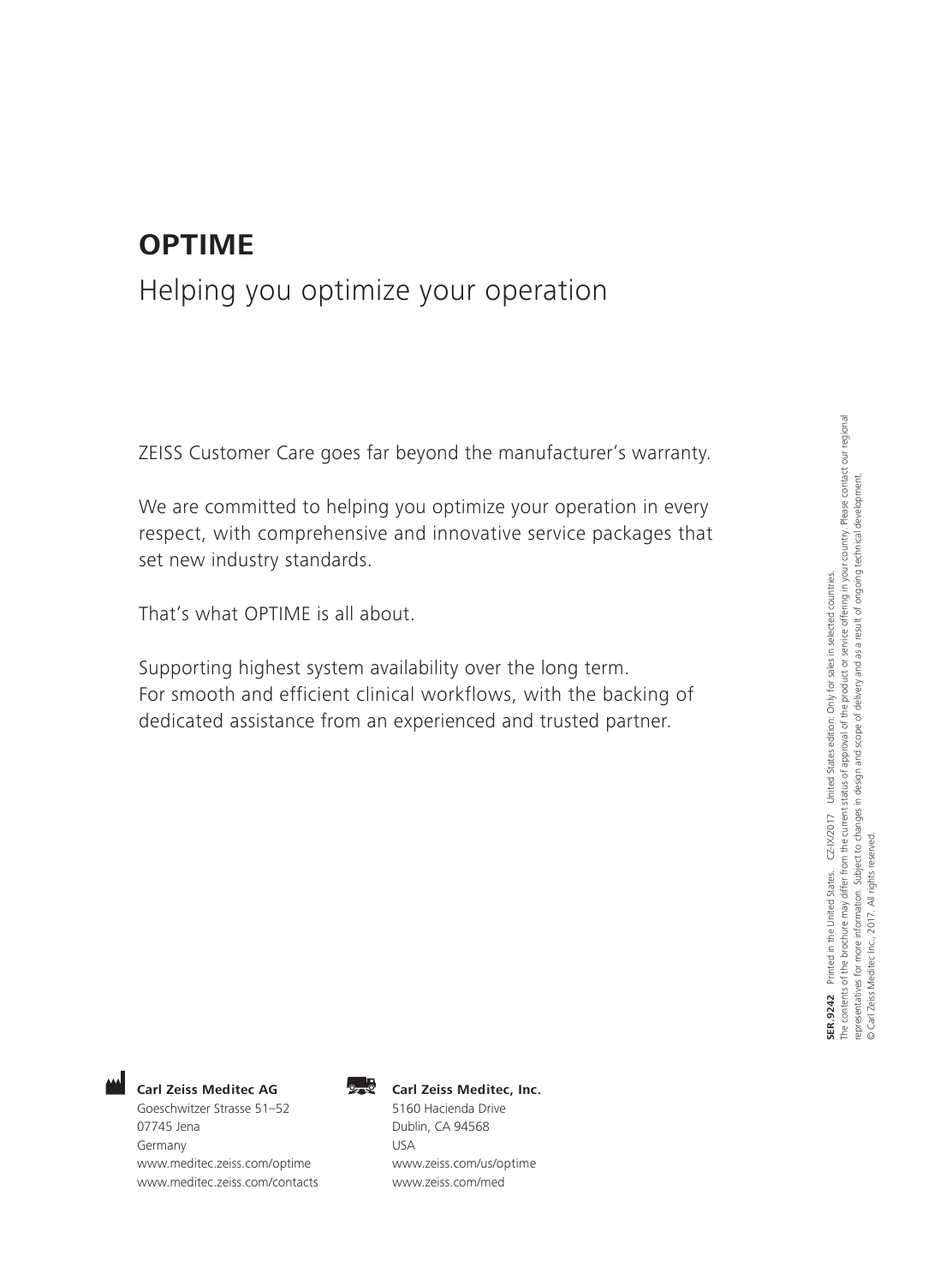# OPTIME

## Helping you optimize your operation

ZEISS Customer Care goes far beyond the manufacturer's warranty.

We are committed to helping you optimize your operation in every respect, with comprehensive and innovative service packages that set new industry standards.

That's what OPTIME is all about.

Supporting highest system availability over the long term.
For smooth and efficient clinical workflows, with the backing of dedicated assistance from an experienced and trusted partner.

**SER.9242** Printed in the United States. CZ-IX/2017 United States edition: Only for sales in selected countries.
The contents of the brochure may differ from the current status of approval of the product or service offering in your country. Please contact our regional representatives for more information. Subject to changes in design and scope of delivery and as a result of ongoing technical development.
© Carl Zeiss Meditec Inc., 2017. All rights reserved.

**Carl Zeiss Meditec AG**
Goeschwitzer Strasse 51–52
07745 Jena
Germany
www.meditec.zeiss.com/optime
www.meditec.zeiss.com/contacts

**Carl Zeiss Meditec, Inc.**
5160 Hacienda Drive
Dublin, CA 94568
USA
www.zeiss.com/us/optime
www.zeiss.com/med